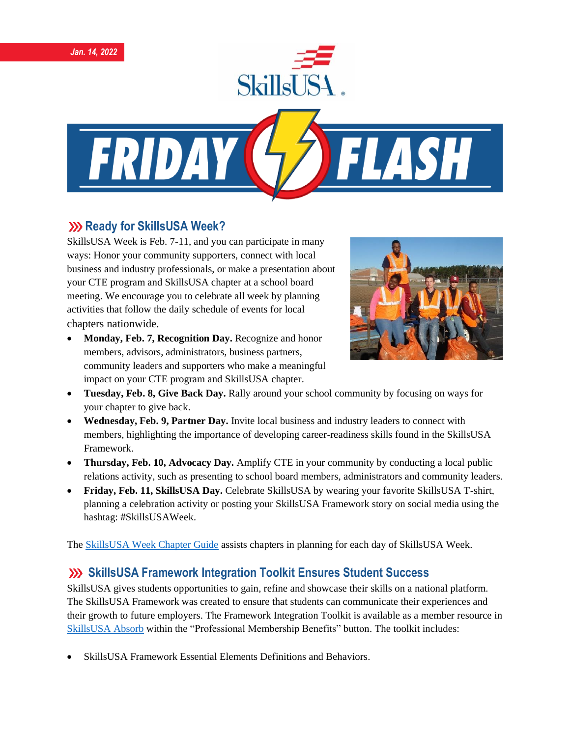*Jan. 14, 2022*

# SkillsUSA Friday Flash

## Ready for SkillsUSA Week?

SkillsUSA Week is Feb. 7-11, and you can participate in many ways: Honor your community supporters, connect with local business and industry professionals, or make a presentation about your CTE program and SkillsUSA chapter at a school board meeting. We encourage you to celebrate all week by planning activities that follow the daily schedule of events for local chapters nationwide.

- **Monday, Feb. 7, Recognition Day.** Recognize and honor members, advisors, administrators, business partners, community leaders and supporters who make a meaningful impact on your CTE program and SkillsUSA chapter.
- **Tuesday, Feb. 8, Give Back Day.** Rally around your school community by focusing on ways for your chapter to give back.
- **Wednesday, Feb. 9, Partner Day.** Invite local business and industry leaders to connect with members, highlighting the importance of developing career-readiness skills found in the SkillsUSA Framework.
- **Thursday, Feb. 10, Advocacy Day.** Amplify CTE in your community by conducting a local public relations activity, such as presenting to school board members, administrators and community leaders.
- **Friday, Feb. 11, SkillsUSA Day.** Celebrate SkillsUSA by wearing your favorite SkillsUSA T-shirt, planning a celebration activity or posting your SkillsUSA Framework story on social media using the hashtag: #SkillsUSAWeek.

The SkillsUSA Week Chapter Guide assists chapters in planning for each day of SkillsUSA Week.

## SkillsUSA Framework Integration Toolkit Ensures Student Success

SkillsUSA gives students opportunities to gain, refine and showcase their skills on a national platform. The SkillsUSA Framework was created to ensure that students can communicate their experiences and their growth to future employers. The Framework Integration Toolkit is available as a member resource in SkillsUSA Absorb within the "Professional Membership Benefits" button. The toolkit includes:

- SkillsUSA Framework Essential Elements Definitions and Behaviors.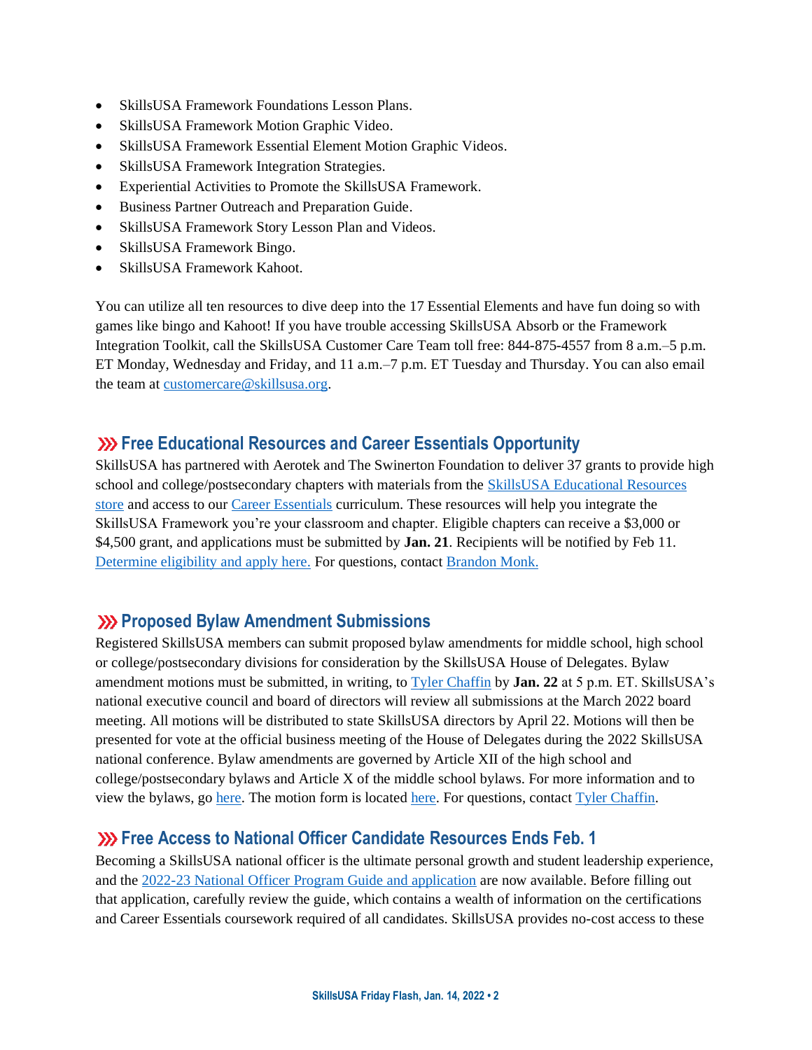- SkillsUSA Framework Foundations Lesson Plans.
- SkillsUSA Framework Motion Graphic Video.
- SkillsUSA Framework Essential Element Motion Graphic Videos.
- SkillsUSA Framework Integration Strategies.
- Experiential Activities to Promote the SkillsUSA Framework.
- Business Partner Outreach and Preparation Guide.
- SkillsUSA Framework Story Lesson Plan and Videos.
- SkillsUSA Framework Bingo.
- SkillsUSA Framework Kahoot.

You can utilize all ten resources to dive deep into the 17 Essential Elements and have fun doing so with games like bingo and Kahoot! If you have trouble accessing SkillsUSA Absorb or the Framework Integration Toolkit, call the SkillsUSA Customer Care Team toll free: 844-875-4557 from 8 a.m.–5 p.m. ET Monday, Wednesday and Friday, and 11 a.m.–7 p.m. ET Tuesday and Thursday. You can also email the team at customercare@skillsusa.org.

## Free Educational Resources and Career Essentials Opportunity

SkillsUSA has partnered with Aerotek and The Swinerton Foundation to deliver 37 grants to provide high school and college/postsecondary chapters with materials from the SkillsUSA Educational Resources store and access to our Career Essentials curriculum. These resources will help you integrate the SkillsUSA Framework you're your classroom and chapter. Eligible chapters can receive a $3,000 or $4,500 grant, and applications must be submitted by **Jan. 21**. Recipients will be notified by Feb 11. Determine eligibility and apply here. For questions, contact Brandon Monk.

## Proposed Bylaw Amendment Submissions

Registered SkillsUSA members can submit proposed bylaw amendments for middle school, high school or college/postsecondary divisions for consideration by the SkillsUSA House of Delegates. Bylaw amendment motions must be submitted, in writing, to Tyler Chaffin by **Jan. 22** at 5 p.m. ET. SkillsUSA's national executive council and board of directors will review all submissions at the March 2022 board meeting. All motions will be distributed to state SkillsUSA directors by April 22. Motions will then be presented for vote at the official business meeting of the House of Delegates during the 2022 SkillsUSA national conference. Bylaw amendments are governed by Article XII of the high school and college/postsecondary bylaws and Article X of the middle school bylaws. For more information and to view the bylaws, go here. The motion form is located here. For questions, contact Tyler Chaffin.

## Free Access to National Officer Candidate Resources Ends Feb. 1

Becoming a SkillsUSA national officer is the ultimate personal growth and student leadership experience, and the 2022-23 National Officer Program Guide and application are now available. Before filling out that application, carefully review the guide, which contains a wealth of information on the certifications and Career Essentials coursework required of all candidates. SkillsUSA provides no-cost access to these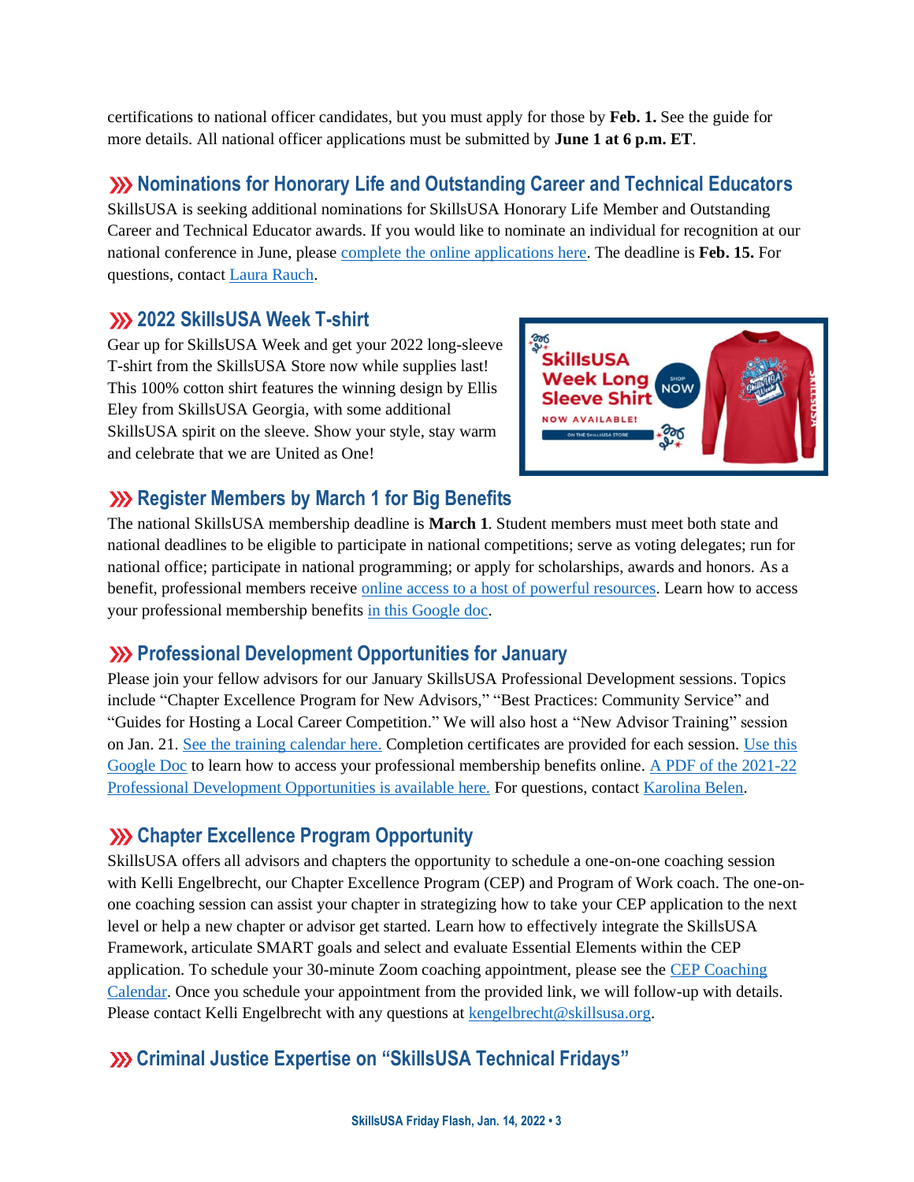certifications to national officer candidates, but you must apply for those by **Feb. 1.** See the guide for more details. All national officer applications must be submitted by **June 1 at 6 p.m. ET**.

## ››› Nominations for Honorary Life and Outstanding Career and Technical Educators

SkillsUSA is seeking additional nominations for SkillsUSA Honorary Life Member and Outstanding Career and Technical Educator awards. If you would like to nominate an individual for recognition at our national conference in June, please complete the online applications here. The deadline is **Feb. 15.** For questions, contact Laura Rauch.

## ››› 2022 SkillsUSA Week T-shirt

Gear up for SkillsUSA Week and get your 2022 long-sleeve T-shirt from the SkillsUSA Store now while supplies last! This 100% cotton shirt features the winning design by Ellis Eley from SkillsUSA Georgia, with some additional SkillsUSA spirit on the sleeve. Show your style, stay warm and celebrate that we are United as One!

## ››› Register Members by March 1 for Big Benefits

The national SkillsUSA membership deadline is **March 1**. Student members must meet both state and national deadlines to be eligible to participate in national competitions; serve as voting delegates; run for national office; participate in national programming; or apply for scholarships, awards and honors. As a benefit, professional members receive online access to a host of powerful resources. Learn how to access your professional membership benefits in this Google doc.

## ››› Professional Development Opportunities for January

Please join your fellow advisors for our January SkillsUSA Professional Development sessions. Topics include "Chapter Excellence Program for New Advisors," "Best Practices: Community Service" and "Guides for Hosting a Local Career Competition." We will also host a "New Advisor Training" session on Jan. 21. See the training calendar here. Completion certificates are provided for each session. Use this Google Doc to learn how to access your professional membership benefits online. A PDF of the 2021-22 Professional Development Opportunities is available here. For questions, contact Karolina Belen.

## ››› Chapter Excellence Program Opportunity

SkillsUSA offers all advisors and chapters the opportunity to schedule a one-on-one coaching session with Kelli Engelbrecht, our Chapter Excellence Program (CEP) and Program of Work coach. The one-on-one coaching session can assist your chapter in strategizing how to take your CEP application to the next level or help a new chapter or advisor get started. Learn how to effectively integrate the SkillsUSA Framework, articulate SMART goals and select and evaluate Essential Elements within the CEP application. To schedule your 30-minute Zoom coaching appointment, please see the CEP Coaching Calendar. Once you schedule your appointment from the provided link, we will follow-up with details. Please contact Kelli Engelbrecht with any questions at kengelbrecht@skillsusa.org.

## ››› Criminal Justice Expertise on "SkillsUSA Technical Fridays"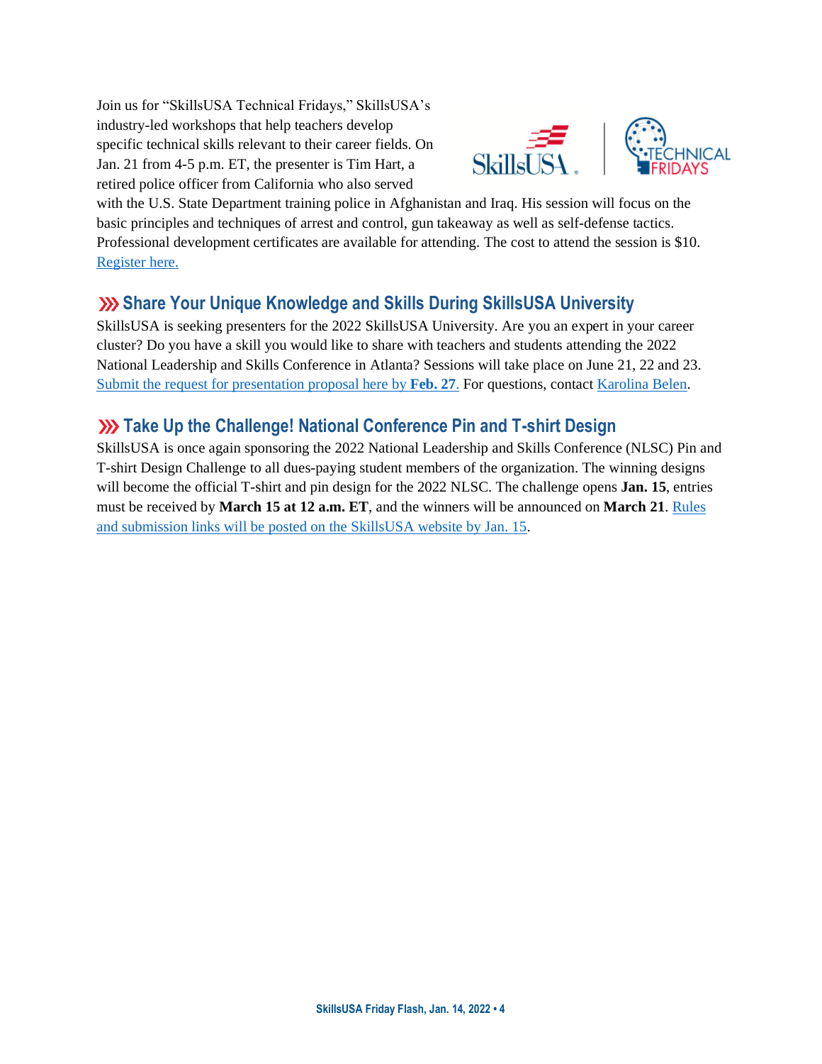Join us for "SkillsUSA Technical Fridays," SkillsUSA's industry-led workshops that help teachers develop specific technical skills relevant to their career fields. On Jan. 21 from 4-5 p.m. ET, the presenter is Tim Hart, a retired police officer from California who also served with the U.S. State Department training police in Afghanistan and Iraq. His session will focus on the basic principles and techniques of arrest and control, gun takeaway as well as self-defense tactics. Professional development certificates are available for attending. The cost to attend the session is $10. Register here.

## Share Your Unique Knowledge and Skills During SkillsUSA University

SkillsUSA is seeking presenters for the 2022 SkillsUSA University. Are you an expert in your career cluster? Do you have a skill you would like to share with teachers and students attending the 2022 National Leadership and Skills Conference in Atlanta? Sessions will take place on June 21, 22 and 23. Submit the request for presentation proposal here by **Feb. 27**. For questions, contact Karolina Belen.

## Take Up the Challenge! National Conference Pin and T-shirt Design

SkillsUSA is once again sponsoring the 2022 National Leadership and Skills Conference (NLSC) Pin and T-shirt Design Challenge to all dues-paying student members of the organization. The winning designs will become the official T-shirt and pin design for the 2022 NLSC. The challenge opens **Jan. 15**, entries must be received by **March 15 at 12 a.m. ET**, and the winners will be announced on **March 21**. Rules and submission links will be posted on the SkillsUSA website by Jan. 15.